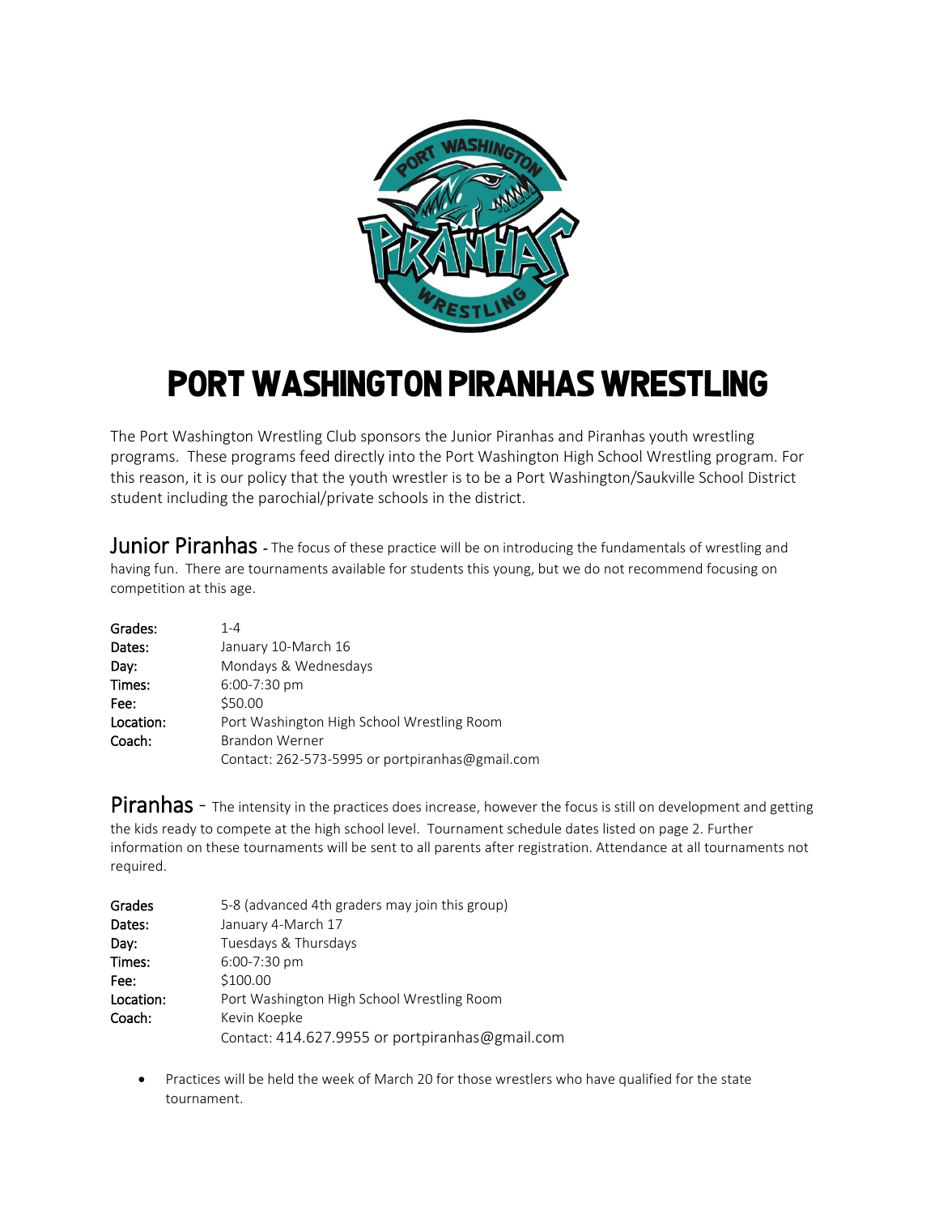# PORT WASHINGTON PIRANHAS WRESTLING

The Port Washington Wrestling Club sponsors the Junior Piranhas and Piranhas youth wrestling programs. These programs feed directly into the Port Washington High School Wrestling program. For this reason, it is our policy that the youth wrestler is to be a Port Washington/Saukville School District student including the parochial/private schools in the district.

## Junior Piranhas

The focus of these practice will be on introducing the fundamentals of wrestling and having fun. There are tournaments available for students this young, but we do not recommend focusing on competition at this age.

**Grades:** 1-4
**Dates:** January 10-March 16
**Day:** Mondays & Wednesdays
**Times:** 6:00-7:30 pm
**Fee:** $50.00
**Location:** Port Washington High School Wrestling Room
**Coach:** Brandon Werner
Contact: 262-573-5995 or portpiranhas@gmail.com

## Piranhas

The intensity in the practices does increase, however the focus is still on development and getting the kids ready to compete at the high school level. Tournament schedule dates listed on page 2. Further information on these tournaments will be sent to all parents after registration. Attendance at all tournaments not required.

**Grades** 5-8 (advanced 4th graders may join this group)
**Dates:** January 4-March 17
**Day:** Tuesdays & Thursdays
**Times:** 6:00-7:30 pm
**Fee:** $100.00
**Location:** Port Washington High School Wrestling Room
**Coach:** Kevin Koepke
Contact: 414.627.9955 or portpiranhas@gmail.com

- Practices will be held the week of March 20 for those wrestlers who have qualified for the state tournament.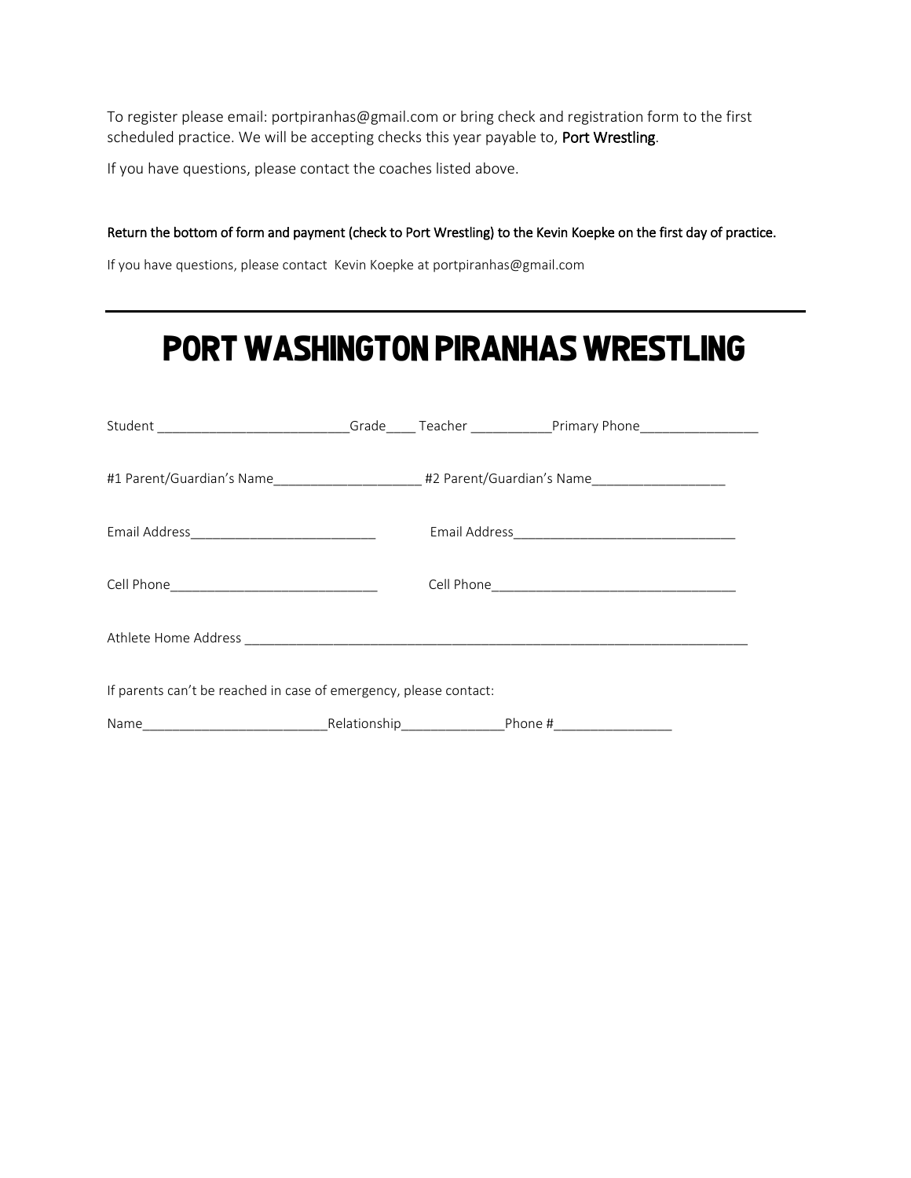To register please email: portpiranhas@gmail.com or bring check and registration form to the first scheduled practice. We will be accepting checks this year payable to, **Port Wrestling**.

If you have questions, please contact the coaches listed above.

**Return the bottom of form and payment (check to Port Wrestling) to the Kevin Koepke on the first day of practice.**

If you have questions, please contact Kevin Koepke at portpiranhas@gmail.com

---

# PORT WASHINGTON PIRANHAS WRESTLING

Student ___________________________Grade____ Teacher ___________Primary Phone________________

#1 Parent/Guardian's Name____________________ #2 Parent/Guardian's Name__________________

Email Address_________________________ Email Address______________________________

Cell Phone____________________________ Cell Phone_________________________________

Athlete Home Address ______________________________________________________________________

If parents can't be reached in case of emergency, please contact:

Name_________________________Relationship______________Phone #________________